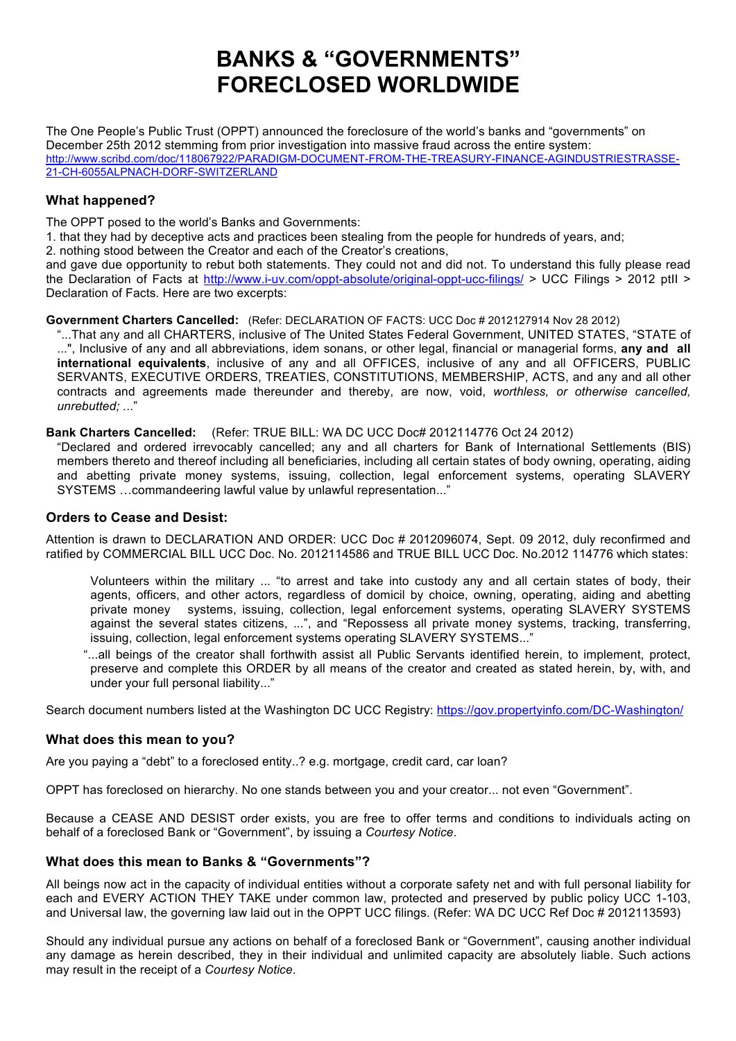# BANKS & "GOVERNMENTS" FORECLOSED WORLDWIDE

The One People's Public Trust (OPPT) announced the foreclosure of the world's banks and "governments" on December 25th 2012 stemming from prior investigation into massive fraud across the entire system: [http://www.scribd.com/doc/118067922/PARADIGM-DOCUMENT-FROM-THE-TREASURY-FINANCE-AGINDUSTRIESTRASSE-21-CH-6055ALPNACH-DORF-SWITZERLAND](http://www.scribd.com/doc/118067922/PARADIGM-DOCUMENT-FROM-THE-TREASURY-FINANCE-AGINDUSTRIESTRASSE-21-CH-6055ALPNACH-DORF-SWITZERLAND)

### What happened?

The OPPT posed to the world's Banks and Governments:

1. that they had by deceptive acts and practices been stealing from the people for hundreds of years, and;
2. nothing stood between the Creator and each of the Creator's creations,

and gave due opportunity to rebut both statements. They could not and did not. To understand this fully please read the Declaration of Facts at [http://www.i-uv.com/oppt-absolute/original-oppt-ucc-filings/](http://www.i-uv.com/oppt-absolute/original-oppt-ucc-filings/) > UCC Filings > 2012 ptII > Declaration of Facts. Here are two excerpts:

**Government Charters Cancelled:** (Refer: DECLARATION OF FACTS: UCC Doc # 2012127914 Nov 28 2012)

"...That any and all CHARTERS, inclusive of The United States Federal Government, UNITED STATES, "STATE of ...", Inclusive of any and all abbreviations, idem sonans, or other legal, financial or managerial forms, **any and all international equivalents**, inclusive of any and all OFFICES, inclusive of any and all OFFICERS, PUBLIC SERVANTS, EXECUTIVE ORDERS, TREATIES, CONSTITUTIONS, MEMBERSHIP, ACTS, and any and all other contracts and agreements made thereunder and thereby, are now, void, *worthless, or otherwise cancelled, unrebutted;* ..."

**Bank Charters Cancelled:** (Refer: TRUE BILL: WA DC UCC Doc# 2012114776 Oct 24 2012)

"Declared and ordered irrevocably cancelled; any and all charters for Bank of International Settlements (BIS) members thereto and thereof including all beneficiaries, including all certain states of body owning, operating, aiding and abetting private money systems, issuing, collection, legal enforcement systems, operating SLAVERY SYSTEMS …commandeering lawful value by unlawful representation..."

### Orders to Cease and Desist:

Attention is drawn to DECLARATION AND ORDER: UCC Doc # 2012096074, Sept. 09 2012, duly reconfirmed and ratified by COMMERCIAL BILL UCC Doc. No. 2012114586 and TRUE BILL UCC Doc. No.2012 114776 which states:

> Volunteers within the military ... "to arrest and take into custody any and all certain states of body, their agents, officers, and other actors, regardless of domicil by choice, owning, operating, aiding and abetting private money systems, issuing, collection, legal enforcement systems, operating SLAVERY SYSTEMS against the several states citizens, ...", and "Repossess all private money systems, tracking, transferring, issuing, collection, legal enforcement systems operating SLAVERY SYSTEMS..."
>
> "...all beings of the creator shall forthwith assist all Public Servants identified herein, to implement, protect, preserve and complete this ORDER by all means of the creator and created as stated herein, by, with, and under your full personal liability..."

Search document numbers listed at the Washington DC UCC Registry: [https://gov.propertyinfo.com/DC-Washington/](https://gov.propertyinfo.com/DC-Washington/)

### What does this mean to you?

Are you paying a "debt" to a foreclosed entity..? e.g. mortgage, credit card, car loan?

OPPT has foreclosed on hierarchy. No one stands between you and your creator... not even "Government".

Because a CEASE AND DESIST order exists, you are free to offer terms and conditions to individuals acting on behalf of a foreclosed Bank or "Government", by issuing a *Courtesy Notice*.

### What does this mean to Banks & "Governments"?

All beings now act in the capacity of individual entities without a corporate safety net and with full personal liability for each and EVERY ACTION THEY TAKE under common law, protected and preserved by public policy UCC 1-103, and Universal law, the governing law laid out in the OPPT UCC filings. (Refer: WA DC UCC Ref Doc # 2012113593)

Should any individual pursue any actions on behalf of a foreclosed Bank or "Government", causing another individual any damage as herein described, they in their individual and unlimited capacity are absolutely liable. Such actions may result in the receipt of a *Courtesy Notice*.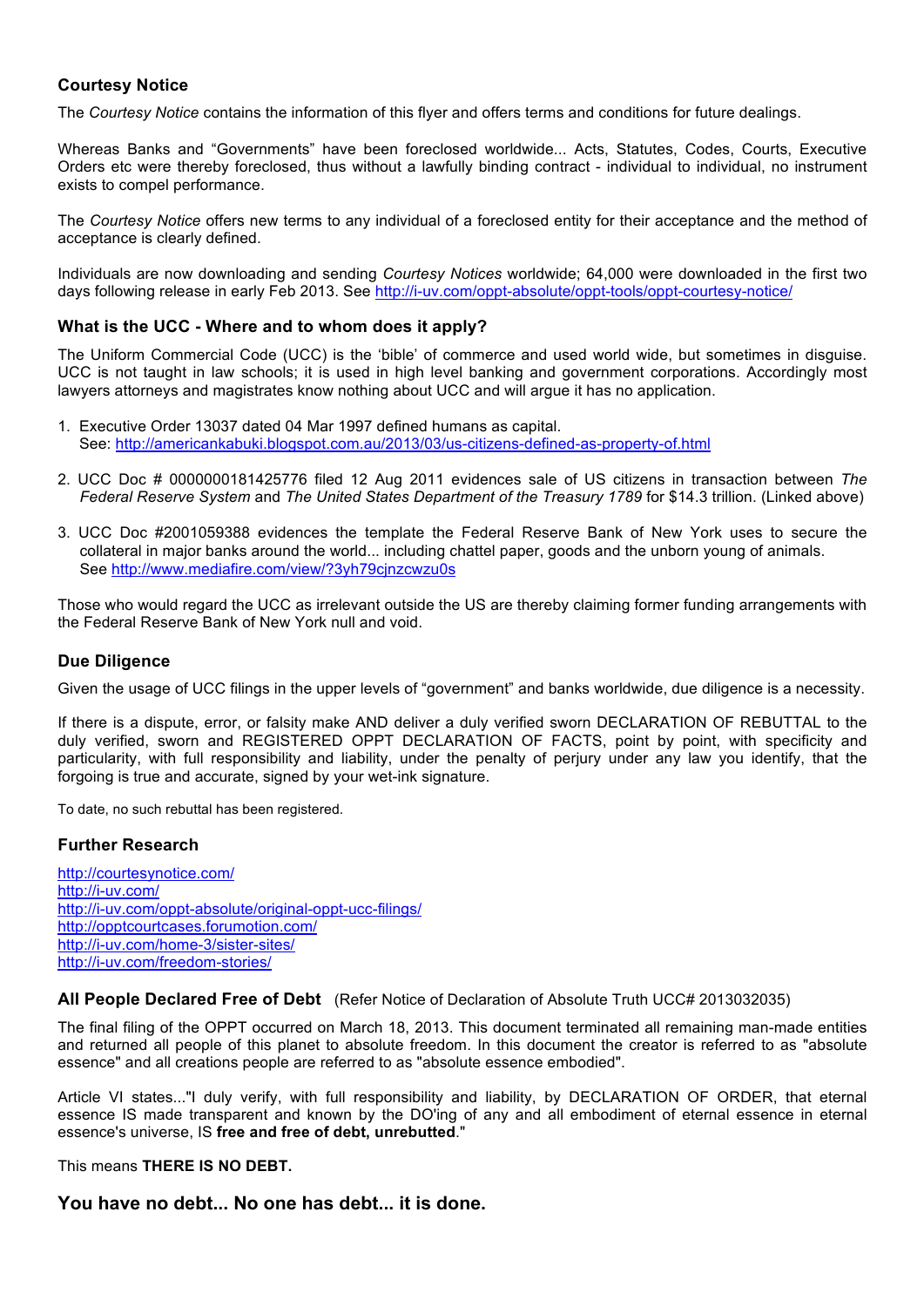### Courtesy Notice

The *Courtesy Notice* contains the information of this flyer and offers terms and conditions for future dealings.

Whereas Banks and "Governments" have been foreclosed worldwide... Acts, Statutes, Codes, Courts, Executive Orders etc were thereby foreclosed, thus without a lawfully binding contract - individual to individual, no instrument exists to compel performance.

The *Courtesy Notice* offers new terms to any individual of a foreclosed entity for their acceptance and the method of acceptance is clearly defined.

Individuals are now downloading and sending *Courtesy Notices* worldwide; 64,000 were downloaded in the first two days following release in early Feb 2013. See http://i-uv.com/oppt-absolute/oppt-tools/oppt-courtesy-notice/

### What is the UCC - Where and to whom does it apply?

The Uniform Commercial Code (UCC) is the 'bible' of commerce and used world wide, but sometimes in disguise. UCC is not taught in law schools; it is used in high level banking and government corporations. Accordingly most lawyers attorneys and magistrates know nothing about UCC and will argue it has no application.

1. Executive Order 13037 dated 04 Mar 1997 defined humans as capital.
   See: http://americankabuki.blogspot.com.au/2013/03/us-citizens-defined-as-property-of.html

2. UCC Doc # 0000000181425776 filed 12 Aug 2011 evidences sale of US citizens in transaction between *The Federal Reserve System* and *The United States Department of the Treasury 1789* for $14.3 trillion. (Linked above)

3. UCC Doc #2001059388 evidences the template the Federal Reserve Bank of New York uses to secure the collateral in major banks around the world... including chattel paper, goods and the unborn young of animals.
   See http://www.mediafire.com/view/?3yh79cjnzcwzu0s

Those who would regard the UCC as irrelevant outside the US are thereby claiming former funding arrangements with the Federal Reserve Bank of New York null and void.

### Due Diligence

Given the usage of UCC filings in the upper levels of "government" and banks worldwide, due diligence is a necessity.

If there is a dispute, error, or falsity make AND deliver a duly verified sworn DECLARATION OF REBUTTAL to the duly verified, sworn and REGISTERED OPPT DECLARATION OF FACTS, point by point, with specificity and particularity, with full responsibility and liability, under the penalty of perjury under any law you identify, that the forgoing is true and accurate, signed by your wet-ink signature.

To date, no such rebuttal has been registered.

### Further Research

http://courtesynotice.com/
http://i-uv.com/
http://i-uv.com/oppt-absolute/original-oppt-ucc-filings/
http://opptcourtcases.forumotion.com/
http://i-uv.com/home-3/sister-sites/
http://i-uv.com/freedom-stories/

### All People Declared Free of Debt (Refer Notice of Declaration of Absolute Truth UCC# 2013032035)

The final filing of the OPPT occurred on March 18, 2013. This document terminated all remaining man-made entities and returned all people of this planet to absolute freedom. In this document the creator is referred to as "absolute essence" and all creations people are referred to as "absolute essence embodied".

Article VI states..."I duly verify, with full responsibility and liability, by DECLARATION OF ORDER, that eternal essence IS made transparent and known by the DO'ing of any and all embodiment of eternal essence in eternal essence's universe, IS **free and free of debt, unrebutted**."

This means **THERE IS NO DEBT.**

### You have no debt... No one has debt... it is done.